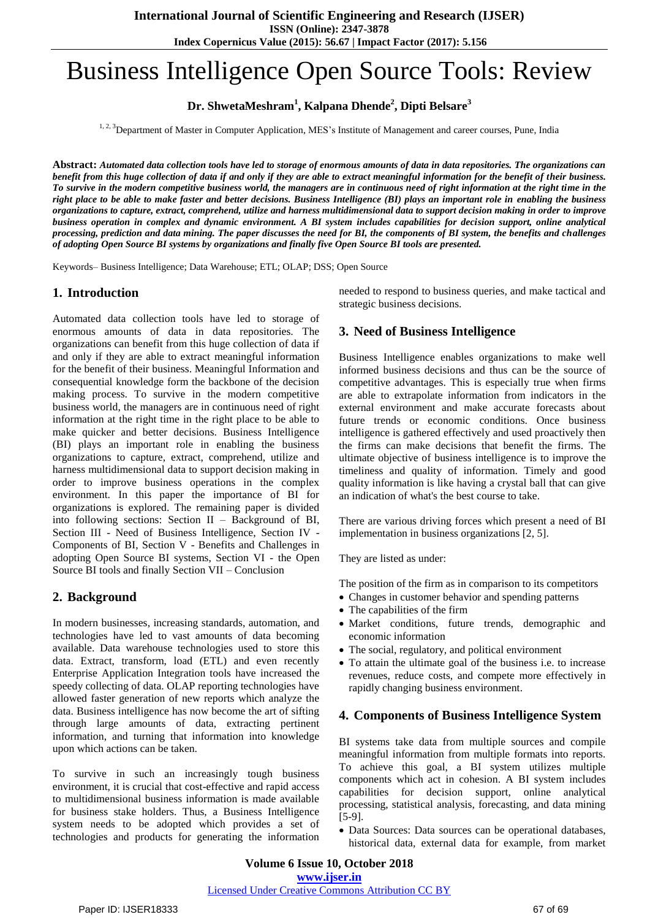# Business Intelligence Open Source Tools: Review

**Dr. ShwetaMeshram[1], Kalpana Dhende[2], Dipti Belsare[3]**

[1, 2, 3]Department of Master in Computer Application, MES's Institute of Management and career courses, Pune, India

**Abstract:** ***Automated data collection tools have led to storage of enormous amounts of data in data repositories. The organizations can benefit from this huge collection of data if and only if they are able to extract meaningful information for the benefit of their business. To survive in the modern competitive business world, the managers are in continuous need of right information at the right time in the right place to be able to make faster and better decisions. Business Intelligence (BI) plays an important role in enabling the business organizations to capture, extract, comprehend, utilize and harness multidimensional data to support decision making in order to improve business operation in complex and dynamic environment. A BI system includes capabilities for decision support, online analytical processing, prediction and data mining. The paper discusses the need for BI, the components of BI system, the benefits and challenges of adopting Open Source BI systems by organizations and finally five Open Source BI tools are presented.***

Keywords– Business Intelligence; Data Warehouse; ETL; OLAP; DSS; Open Source

## 1. Introduction

Automated data collection tools have led to storage of enormous amounts of data in data repositories. The organizations can benefit from this huge collection of data if and only if they are able to extract meaningful information for the benefit of their business. Meaningful Information and consequential knowledge form the backbone of the decision making process. To survive in the modern competitive business world, the managers are in continuous need of right information at the right time in the right place to be able to make quicker and better decisions. Business Intelligence (BI) plays an important role in enabling the business organizations to capture, extract, comprehend, utilize and harness multidimensional data to support decision making in order to improve business operations in the complex environment. In this paper the importance of BI for organizations is explored. The remaining paper is divided into following sections: Section II – Background of BI, Section III - Need of Business Intelligence, Section IV - Components of BI, Section V - Benefits and Challenges in adopting Open Source BI systems, Section VI - the Open Source BI tools and finally Section VII – Conclusion

## 2. Background

In modern businesses, increasing standards, automation, and technologies have led to vast amounts of data becoming available. Data warehouse technologies used to store this data. Extract, transform, load (ETL) and even recently Enterprise Application Integration tools have increased the speedy collecting of data. OLAP reporting technologies have allowed faster generation of new reports which analyze the data. Business intelligence has now become the art of sifting through large amounts of data, extracting pertinent information, and turning that information into knowledge upon which actions can be taken.

To survive in such an increasingly tough business environment, it is crucial that cost-effective and rapid access to multidimensional business information is made available for business stake holders. Thus, a Business Intelligence system needs to be adopted which provides a set of technologies and products for generating the information needed to respond to business queries, and make tactical and strategic business decisions.

## 3. Need of Business Intelligence

Business Intelligence enables organizations to make well informed business decisions and thus can be the source of competitive advantages. This is especially true when firms are able to extrapolate information from indicators in the external environment and make accurate forecasts about future trends or economic conditions. Once business intelligence is gathered effectively and used proactively then the firms can make decisions that benefit the firms. The ultimate objective of business intelligence is to improve the timeliness and quality of information. Timely and good quality information is like having a crystal ball that can give an indication of what's the best course to take.

There are various driving forces which present a need of BI implementation in business organizations [2, 5].

They are listed as under:

The position of the firm as in comparison to its competitors

- Changes in customer behavior and spending patterns
- The capabilities of the firm
- Market conditions, future trends, demographic and economic information
- The social, regulatory, and political environment
- To attain the ultimate goal of the business i.e. to increase revenues, reduce costs, and compete more effectively in rapidly changing business environment.

## 4. Components of Business Intelligence System

BI systems take data from multiple sources and compile meaningful information from multiple formats into reports. To achieve this goal, a BI system utilizes multiple components which act in cohesion. A BI system includes capabilities for decision support, online analytical processing, statistical analysis, forecasting, and data mining [5-9].

- Data Sources: Data sources can be operational databases, historical data, external data for example, from market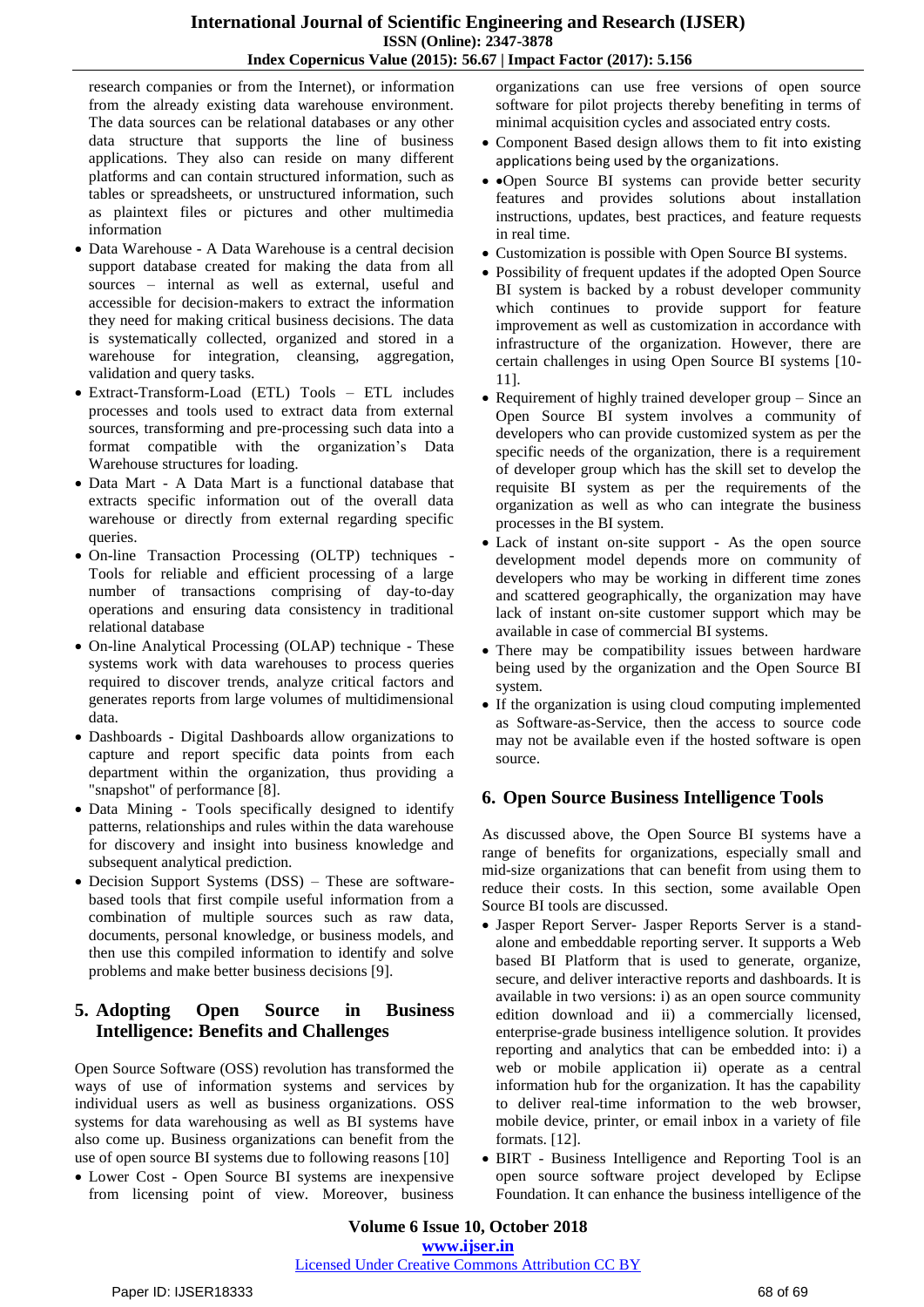research companies or from the Internet), or information from the already existing data warehouse environment. The data sources can be relational databases or any other data structure that supports the line of business applications. They also can reside on many different platforms and can contain structured information, such as tables or spreadsheets, or unstructured information, such as plaintext files or pictures and other multimedia information

- Data Warehouse - A Data Warehouse is a central decision support database created for making the data from all sources – internal as well as external, useful and accessible for decision-makers to extract the information they need for making critical business decisions. The data is systematically collected, organized and stored in a warehouse for integration, cleansing, aggregation, validation and query tasks.
- Extract-Transform-Load (ETL) Tools – ETL includes processes and tools used to extract data from external sources, transforming and pre-processing such data into a format compatible with the organization's Data Warehouse structures for loading.
- Data Mart - A Data Mart is a functional database that extracts specific information out of the overall data warehouse or directly from external regarding specific queries.
- On-line Transaction Processing (OLTP) techniques - Tools for reliable and efficient processing of a large number of transactions comprising of day-to-day operations and ensuring data consistency in traditional relational database
- On-line Analytical Processing (OLAP) technique - These systems work with data warehouses to process queries required to discover trends, analyze critical factors and generates reports from large volumes of multidimensional data.
- Dashboards - Digital Dashboards allow organizations to capture and report specific data points from each department within the organization, thus providing a "snapshot" of performance [8].
- Data Mining - Tools specifically designed to identify patterns, relationships and rules within the data warehouse for discovery and insight into business knowledge and subsequent analytical prediction.
- Decision Support Systems (DSS) – These are software-based tools that first compile useful information from a combination of multiple sources such as raw data, documents, personal knowledge, or business models, and then use this compiled information to identify and solve problems and make better business decisions [9].

## 5. Adopting Open Source in Business Intelligence: Benefits and Challenges

Open Source Software (OSS) revolution has transformed the ways of use of information systems and services by individual users as well as business organizations. OSS systems for data warehousing as well as BI systems have also come up. Business organizations can benefit from the use of open source BI systems due to following reasons [10]

- Lower Cost - Open Source BI systems are inexpensive from licensing point of view. Moreover, business organizations can use free versions of open source software for pilot projects thereby benefiting in terms of minimal acquisition cycles and associated entry costs.
- Component Based design allows them to fit into existing applications being used by the organizations.
- •Open Source BI systems can provide better security features and provides solutions about installation instructions, updates, best practices, and feature requests in real time.
- Customization is possible with Open Source BI systems.
- Possibility of frequent updates if the adopted Open Source BI system is backed by a robust developer community which continues to provide support for feature improvement as well as customization in accordance with infrastructure of the organization. However, there are certain challenges in using Open Source BI systems [10-11].
- Requirement of highly trained developer group – Since an Open Source BI system involves a community of developers who can provide customized system as per the specific needs of the organization, there is a requirement of developer group which has the skill set to develop the requisite BI system as per the requirements of the organization as well as who can integrate the business processes in the BI system.
- Lack of instant on-site support - As the open source development model depends more on community of developers who may be working in different time zones and scattered geographically, the organization may have lack of instant on-site customer support which may be available in case of commercial BI systems.
- There may be compatibility issues between hardware being used by the organization and the Open Source BI system.
- If the organization is using cloud computing implemented as Software-as-Service, then the access to source code may not be available even if the hosted software is open source.

## 6. Open Source Business Intelligence Tools

As discussed above, the Open Source BI systems have a range of benefits for organizations, especially small and mid-size organizations that can benefit from using them to reduce their costs. In this section, some available Open Source BI tools are discussed.

- Jasper Report Server- Jasper Reports Server is a stand-alone and embeddable reporting server. It supports a Web based BI Platform that is used to generate, organize, secure, and deliver interactive reports and dashboards. It is available in two versions: i) as an open source community edition download and ii) a commercially licensed, enterprise-grade business intelligence solution. It provides reporting and analytics that can be embedded into: i) a web or mobile application ii) operate as a central information hub for the organization. It has the capability to deliver real-time information to the web browser, mobile device, printer, or email inbox in a variety of file formats. [12].
- BIRT - Business Intelligence and Reporting Tool is an open source software project developed by Eclipse Foundation. It can enhance the business intelligence of the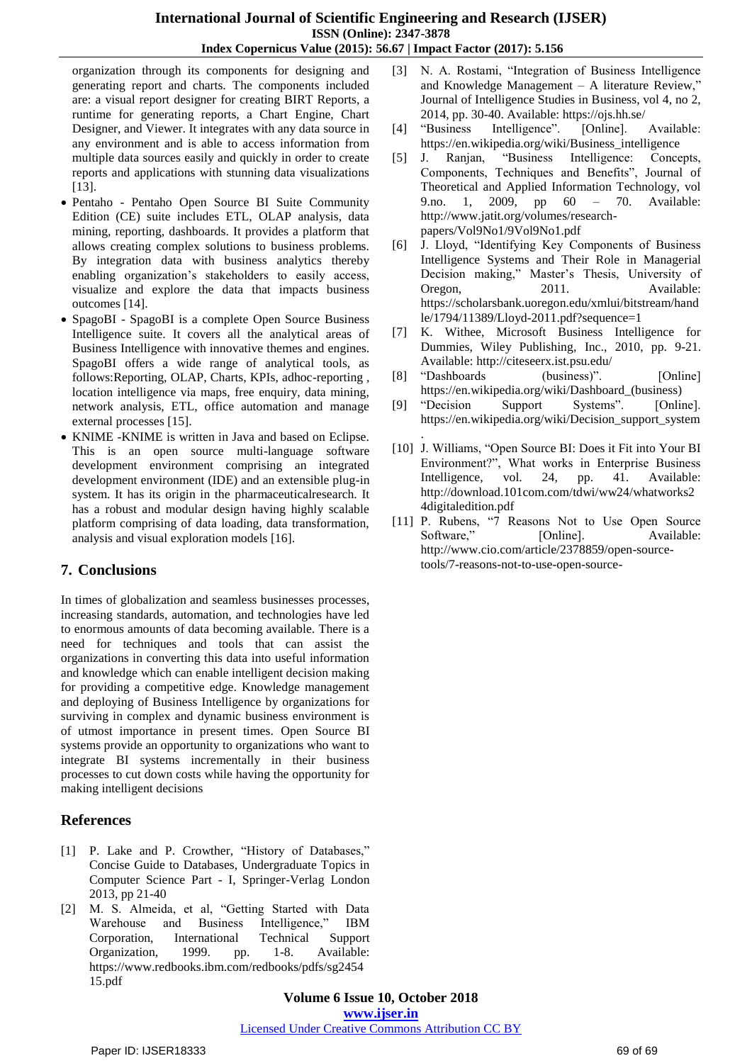organization through its components for designing and generating report and charts. The components included are: a visual report designer for creating BIRT Reports, a runtime for generating reports, a Chart Engine, Chart Designer, and Viewer. It integrates with any data source in any environment and is able to access information from multiple data sources easily and quickly in order to create reports and applications with stunning data visualizations [13].

- Pentaho - Pentaho Open Source BI Suite Community Edition (CE) suite includes ETL, OLAP analysis, data mining, reporting, dashboards. It provides a platform that allows creating complex solutions to business problems. By integration data with business analytics thereby enabling organization's stakeholders to easily access, visualize and explore the data that impacts business outcomes [14].
- SpagoBI - SpagoBI is a complete Open Source Business Intelligence suite. It covers all the analytical areas of Business Intelligence with innovative themes and engines. SpagoBI offers a wide range of analytical tools, as follows:Reporting, OLAP, Charts, KPIs, adhoc-reporting , location intelligence via maps, free enquiry, data mining, network analysis, ETL, office automation and manage external processes [15].
- KNIME -KNIME is written in Java and based on Eclipse. This is an open source multi-language software development environment comprising an integrated development environment (IDE) and an extensible plug-in system. It has its origin in the pharmaceuticalresearch. It has a robust and modular design having highly scalable platform comprising of data loading, data transformation, analysis and visual exploration models [16].

## 7. Conclusions

In times of globalization and seamless businesses processes, increasing standards, automation, and technologies have led to enormous amounts of data becoming available. There is a need for techniques and tools that can assist the organizations in converting this data into useful information and knowledge which can enable intelligent decision making for providing a competitive edge. Knowledge management and deploying of Business Intelligence by organizations for surviving in complex and dynamic business environment is of utmost importance in present times. Open Source BI systems provide an opportunity to organizations who want to integrate BI systems incrementally in their business processes to cut down costs while having the opportunity for making intelligent decisions

## References

[1] P. Lake and P. Crowther, "History of Databases," Concise Guide to Databases, Undergraduate Topics in Computer Science Part - I, Springer-Verlag London 2013, pp 21-40

[2] M. S. Almeida, et al, "Getting Started with Data Warehouse and Business Intelligence," IBM Corporation, International Technical Support Organization, 1999. pp. 1-8. Available: https://www.redbooks.ibm.com/redbooks/pdfs/sg245415.pdf

[3] N. A. Rostami, "Integration of Business Intelligence and Knowledge Management – A literature Review," Journal of Intelligence Studies in Business, vol 4, no 2, 2014, pp. 30-40. Available: https://ojs.hh.se/

[4] "Business Intelligence". [Online]. Available: https://en.wikipedia.org/wiki/Business_intelligence

[5] J. Ranjan, "Business Intelligence: Concepts, Components, Techniques and Benefits", Journal of Theoretical and Applied Information Technology, vol 9.no. 1, 2009, pp 60 – 70. Available: http://www.jatit.org/volumes/research-papers/Vol9No1/9Vol9No1.pdf

[6] J. Lloyd, "Identifying Key Components of Business Intelligence Systems and Their Role in Managerial Decision making," Master's Thesis, University of Oregon, 2011. Available: https://scholarsbank.uoregon.edu/xmlui/bitstream/handle/1794/11389/Lloyd-2011.pdf?sequence=1

[7] K. Withee, Microsoft Business Intelligence for Dummies, Wiley Publishing, Inc., 2010, pp. 9-21. Available: http://citeseerx.ist.psu.edu/

[8] "Dashboards (business)". [Online] https://en.wikipedia.org/wiki/Dashboard_(business)

[9] "Decision Support Systems". [Online]. https://en.wikipedia.org/wiki/Decision_support_system.

[10] J. Williams, "Open Source BI: Does it Fit into Your BI Environment?", What works in Enterprise Business Intelligence, vol. 24, pp. 41. Available: http://download.101com.com/tdwi/ww24/whatworks24digitaledition.pdf

[11] P. Rubens, "7 Reasons Not to Use Open Source Software," [Online]. Available: http://www.cio.com/article/2378859/open-source-tools/7-reasons-not-to-use-open-source-